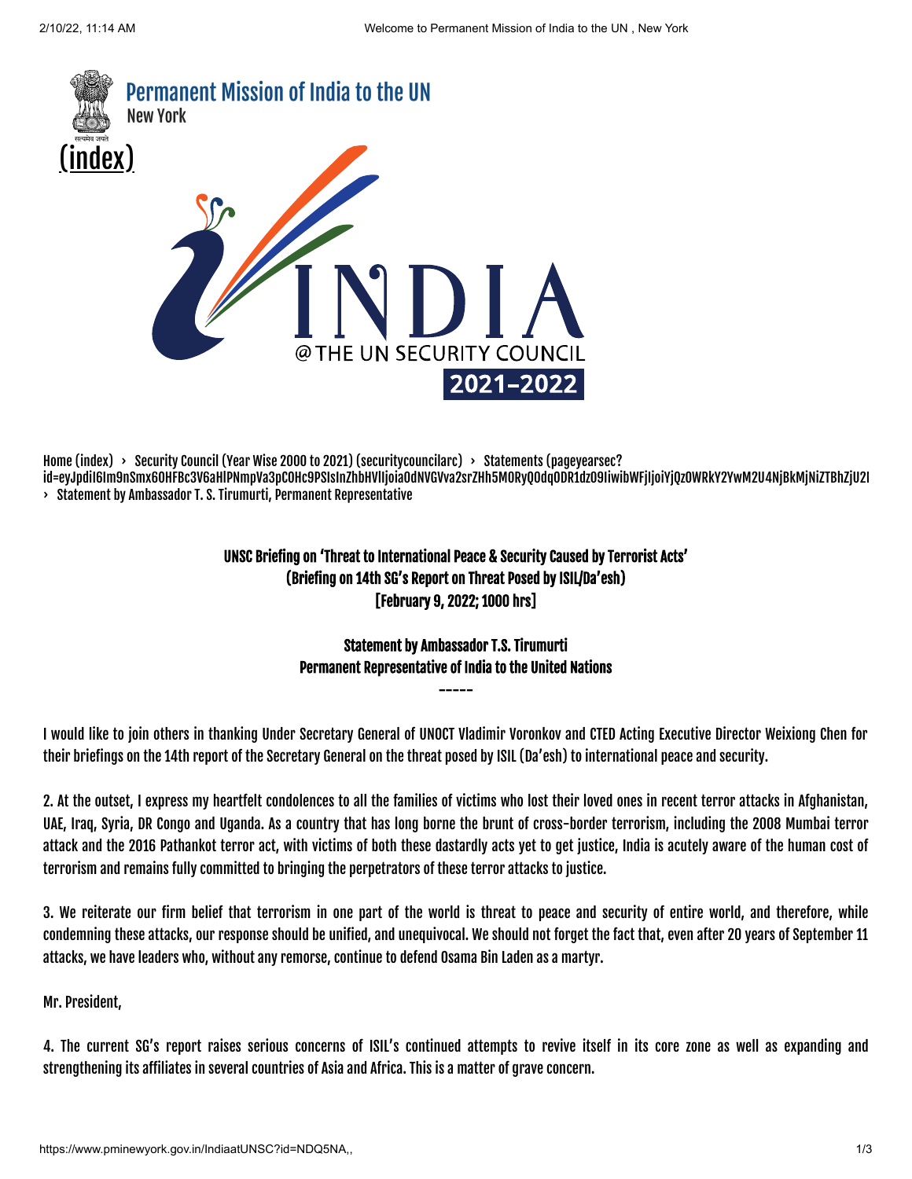Permanent Mission of India to the UN

New York

(index)

Home (index) › Security Council (Year Wise 2000 to 2021) (securitycouncilarc) › Statements (pageyearsec?id=eyJpdiI6Im9nSmx6OHFBc3V6aHlPNmpVa3pCOHc9PSIsInZhbHVlIjoia0dNVGVva2srZHh5MORyQ0dqODR1dz09IiwibWFjIjoiYjQzOWRkY2YwM2U4NjBkMjNiZTBhZjU2I › Statement by Ambassador T. S. Tirumurti, Permanent Representative

**UNSC Briefing on 'Threat to International Peace & Security Caused by Terrorist Acts'**
**(Briefing on 14th SG's Report on Threat Posed by ISIL/Da'esh)**
**[February 9, 2022; 1000 hrs]**

**Statement by Ambassador T.S. Tirumurti**
**Permanent Representative of India to the United Nations**

-----

I would like to join others in thanking Under Secretary General of UNOCT Vladimir Voronkov and CTED Acting Executive Director Weixiong Chen for their briefings on the 14th report of the Secretary General on the threat posed by ISIL (Da'esh) to international peace and security.

2. At the outset, I express my heartfelt condolences to all the families of victims who lost their loved ones in recent terror attacks in Afghanistan, UAE, Iraq, Syria, DR Congo and Uganda. As a country that has long borne the brunt of cross-border terrorism, including the 2008 Mumbai terror attack and the 2016 Pathankot terror act, with victims of both these dastardly acts yet to get justice, India is acutely aware of the human cost of terrorism and remains fully committed to bringing the perpetrators of these terror attacks to justice.

3. We reiterate our firm belief that terrorism in one part of the world is threat to peace and security of entire world, and therefore, while condemning these attacks, our response should be unified, and unequivocal. We should not forget the fact that, even after 20 years of September 11 attacks, we have leaders who, without any remorse, continue to defend Osama Bin Laden as a martyr.

Mr. President,

4. The current SG's report raises serious concerns of ISIL's continued attempts to revive itself in its core zone as well as expanding and strengthening its affiliates in several countries of Asia and Africa. This is a matter of grave concern.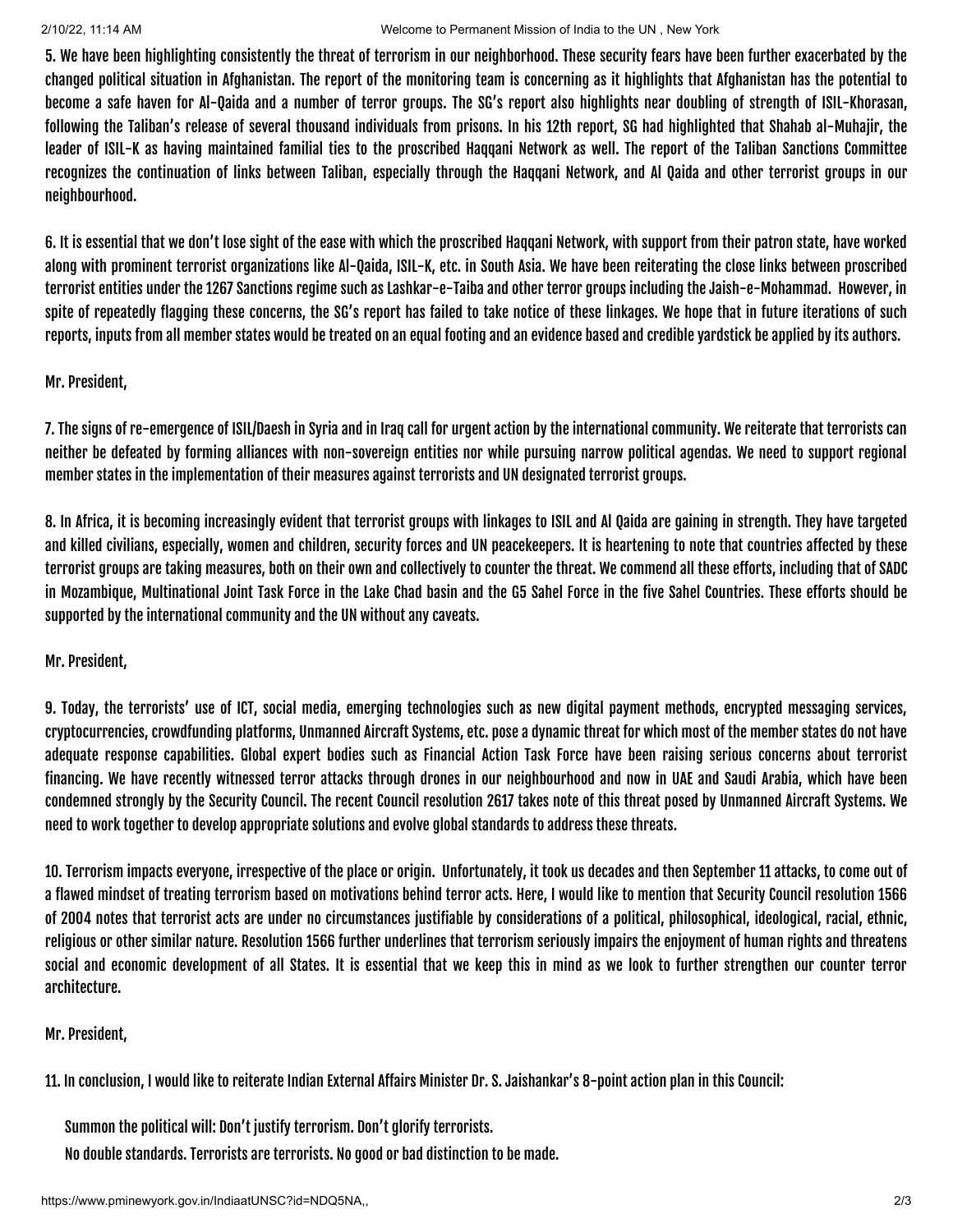**5. We have been highlighting consistently the threat of terrorism in our neighborhood. These security fears have been further exacerbated by the changed political situation in Afghanistan. The report of the monitoring team is concerning as it highlights that Afghanistan has the potential to become a safe haven for Al-Qaida and a number of terror groups. The SG's report also highlights near doubling of strength of ISIL-Khorasan, following the Taliban's release of several thousand individuals from prisons. In his 12th report, SG had highlighted that Shahab al-Muhajir, the leader of ISIL-K as having maintained familial ties to the proscribed Haqqani Network as well. The report of the Taliban Sanctions Committee recognizes the continuation of links between Taliban, especially through the Haqqani Network, and Al Qaida and other terrorist groups in our neighbourhood.**

**6. It is essential that we don't lose sight of the ease with which the proscribed Haqqani Network, with support from their patron state, have worked along with prominent terrorist organizations like Al-Qaida, ISIL-K, etc. in South Asia. We have been reiterating the close links between proscribed terrorist entities under the 1267 Sanctions regime such as Lashkar-e-Taiba and other terror groups including the Jaish-e-Mohammad. However, in spite of repeatedly flagging these concerns, the SG's report has failed to take notice of these linkages. We hope that in future iterations of such reports, inputs from all member states would be treated on an equal footing and an evidence based and credible yardstick be applied by its authors.**

**Mr. President,**

**7. The signs of re-emergence of ISIL/Daesh in Syria and in Iraq call for urgent action by the international community. We reiterate that terrorists can neither be defeated by forming alliances with non-sovereign entities nor while pursuing narrow political agendas. We need to support regional member states in the implementation of their measures against terrorists and UN designated terrorist groups.**

**8. In Africa, it is becoming increasingly evident that terrorist groups with linkages to ISIL and Al Qaida are gaining in strength. They have targeted and killed civilians, especially, women and children, security forces and UN peacekeepers. It is heartening to note that countries affected by these terrorist groups are taking measures, both on their own and collectively to counter the threat. We commend all these efforts, including that of SADC in Mozambique, Multinational Joint Task Force in the Lake Chad basin and the G5 Sahel Force in the five Sahel Countries. These efforts should be supported by the international community and the UN without any caveats.**

**Mr. President,**

**9. Today, the terrorists' use of ICT, social media, emerging technologies such as new digital payment methods, encrypted messaging services, cryptocurrencies, crowdfunding platforms, Unmanned Aircraft Systems, etc. pose a dynamic threat for which most of the member states do not have adequate response capabilities. Global expert bodies such as Financial Action Task Force have been raising serious concerns about terrorist financing. We have recently witnessed terror attacks through drones in our neighbourhood and now in UAE and Saudi Arabia, which have been condemned strongly by the Security Council. The recent Council resolution 2617 takes note of this threat posed by Unmanned Aircraft Systems. We need to work together to develop appropriate solutions and evolve global standards to address these threats.**

**10. Terrorism impacts everyone, irrespective of the place or origin. Unfortunately, it took us decades and then September 11 attacks, to come out of a flawed mindset of treating terrorism based on motivations behind terror acts. Here, I would like to mention that Security Council resolution 1566 of 2004 notes that terrorist acts are under no circumstances justifiable by considerations of a political, philosophical, ideological, racial, ethnic, religious or other similar nature. Resolution 1566 further underlines that terrorism seriously impairs the enjoyment of human rights and threatens social and economic development of all States. It is essential that we keep this in mind as we look to further strengthen our counter terror architecture.**

**Mr. President,**

**11. In conclusion, I would like to reiterate Indian External Affairs Minister Dr. S. Jaishankar's 8-point action plan in this Council:**

- **Summon the political will: Don't justify terrorism. Don't glorify terrorists.**
- **No double standards. Terrorists are terrorists. No good or bad distinction to be made.**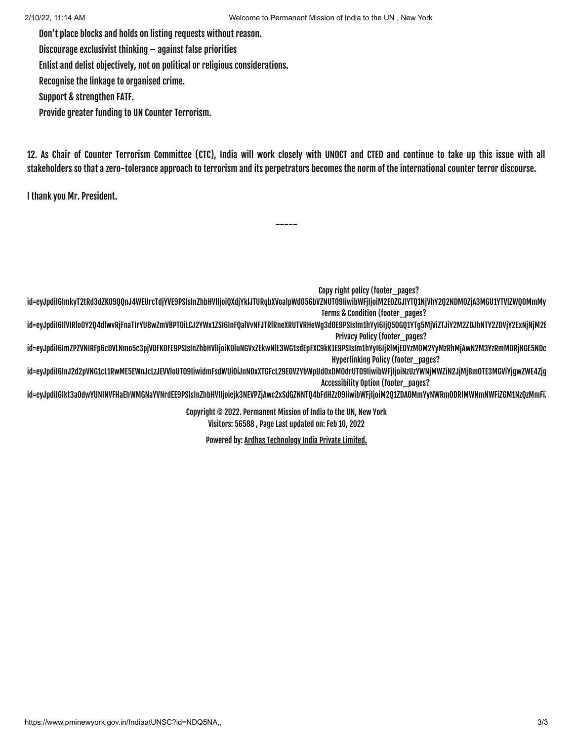- Don't place blocks and holds on listing requests without reason.
- Discourage exclusivist thinking – against false priorities
- Enlist and delist objectively, not on political or religious considerations.
- Recognise the linkage to organised crime.
- Support & strengthen FATF.
- Provide greater funding to UN Counter Terrorism.

12. As Chair of Counter Terrorism Committee (CTC), India will work closely with UNOCT and CTED and continue to take up this issue with all stakeholders so that a zero-tolerance approach to terrorism and its perpetrators becomes the norm of the international counter terror discourse.

I thank you Mr. President.

-----

Copy right policy (footer_pages?id=eyJpdiI6ImkyT2tRd3dZK09QQnJ4WEUrcTdjYVE9PSIsInZhbHVlIjoiQXdjYklJTURqbXVoalpWd056bVZNUT09IiwibWFjIjoiM2E0ZGJlYTQ1NjVhY2Q2NDM0ZjA3MGU1YTVlZWQ0MmMy

Terms & Condition (footer_pages?id=eyJpdiI6IlVIRlo0Y2Q4dlwvRjFnaTIrYU8wZmVBPT0iLCJ2YWx1ZSI6InFQalVvNFJTRlRneXRUTVRHeWg3d0E9PSIsIm1hYyI6IjQ50GQ1YTg5MjViZTJiY2M2ZDJhNTY2ZDVjY2ExNjNjM2E

Privacy Policy (footer_pages?id=eyJpdiI6ImZPZVNIRFp6cDVLNmo5c3pjV0FKOFE9PSIsInZhbHVlIjoiK0luNGVxZEkwNlE3WG1sdEpFXC9kK1E9PSIsIm1hYyI6IjRlMjE0YzM0M2YyMzRhMjAwN2M3YzRmMDRjNGE5NDc

Hyperlinking Policy (footer_pages?id=eyJpdiI6InJ2d2pVNG1cL1RwME5EWnJcLzJEVVloUT09IiwidmFsdWUiOiJnN0xXTGFcL29EOVZYbWpUd0xDM0drUT09IiwibWFjIjoiNzUzYWNjMWZiN2JjMjBmOTE3MGViYjgwZWE4Zjg

Accessibility Option (footer_pages?id=eyJpdiI6Ikt3a0dwYUNINVFHaEhWMGNaYVNrdEE9PSIsInZhbHVlIjoiejk3NEVPZjAwc2xSdGZNNTQ4bFdHZz09IiwibWFjIjoiM2Q1ZDA0MmYyNWRm0DRlMWNmNWFiZGM1NzQzMmFi

Copyright © 2022. Permanent Mission of India to the UN, New York

Visitors: 56588 , Page Last updated on: Feb 10, 2022

Powered by: Ardhas Technology India Private Limited.